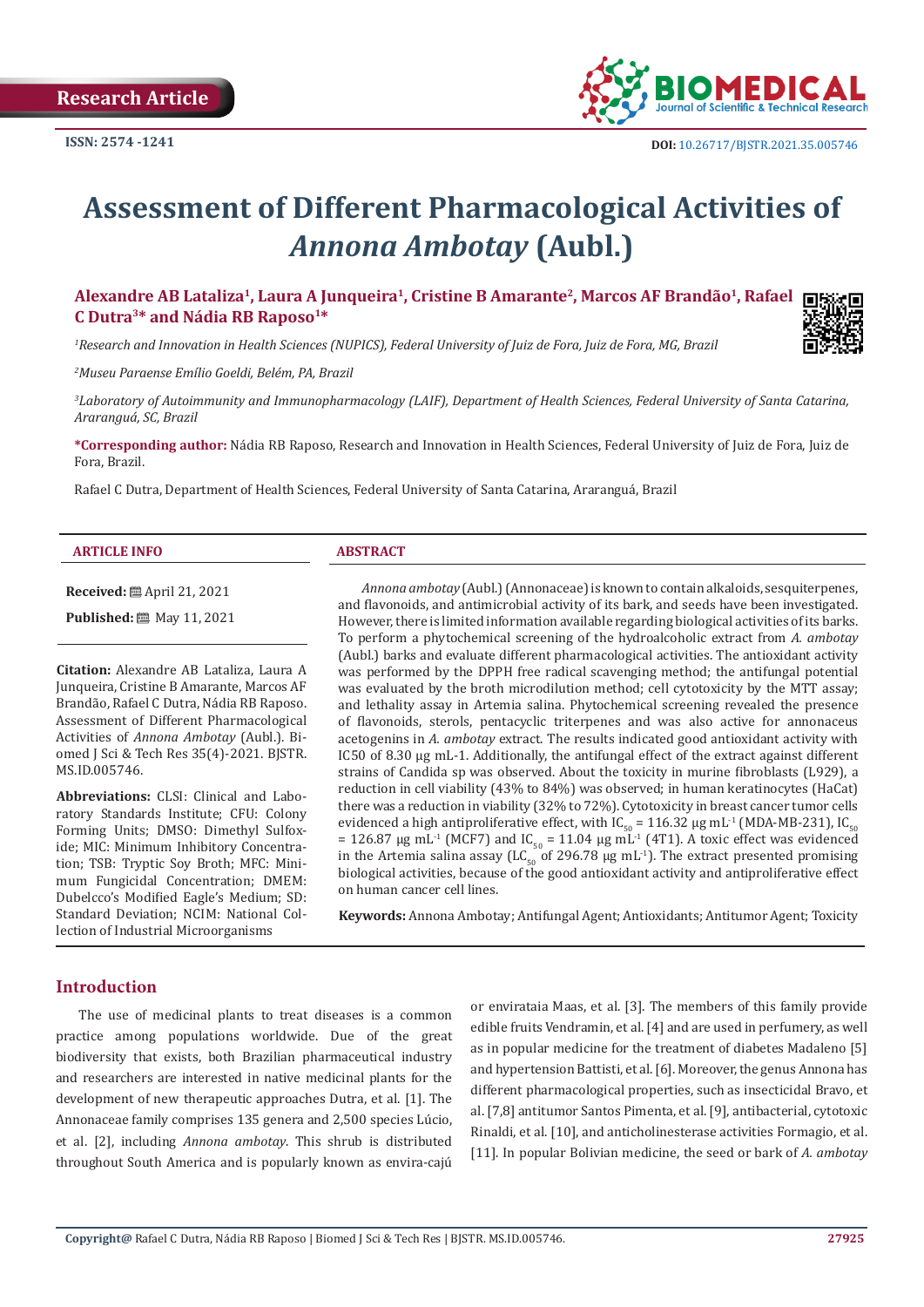Research Article

ISSN: 2574 -1241

DOI: 10.26717/BJSTR.2021.35.005746

# Assessment of Different Pharmacological Activities of *Annona Ambotay* (Aubl.)

**Alexandre AB Lataliza[1], Laura A Junqueira[1], Cristine B Amarante[2], Marcos AF Brandão[1], Rafael C Dutra[3]* and Nádia RB Raposo[1]***

[1]*Research and Innovation in Health Sciences (NUPICS), Federal University of Juiz de Fora, Juiz de Fora, MG, Brazil*

[2]*Museu Paraense Emílio Goeldi, Belém, PA, Brazil*

[3]*Laboratory of Autoimmunity and Immunopharmacology (LAIF), Department of Health Sciences, Federal University of Santa Catarina, Araranguá, SC, Brazil*

**\*Corresponding author:** Nádia RB Raposo, Research and Innovation in Health Sciences, Federal University of Juiz de Fora, Juiz de Fora, Brazil.

Rafael C Dutra, Department of Health Sciences, Federal University of Santa Catarina, Araranguá, Brazil

## ARTICLE INFO

**Received:** April 21, 2021

**Published:** May 11, 2021

**Citation:** Alexandre AB Lataliza, Laura A Junqueira, Cristine B Amarante, Marcos AF Brandão, Rafael C Dutra, Nádia RB Raposo. Assessment of Different Pharmacological Activities of *Annona Ambotay* (Aubl.). Biomed J Sci & Tech Res 35(4)-2021. BJSTR. MS.ID.005746.

**Abbreviations:** CLSI: Clinical and Laboratory Standards Institute; CFU: Colony Forming Units; DMSO: Dimethyl Sulfoxide; MIC: Minimum Inhibitory Concentration; TSB: Tryptic Soy Broth; MFC: Minimum Fungicidal Concentration; DMEM: Dubelcco's Modified Eagle's Medium; SD: Standard Deviation; NCIM: National Collection of Industrial Microorganisms

## ABSTRACT

*Annona ambotay* (Aubl.) (Annonaceae) is known to contain alkaloids, sesquiterpenes, and flavonoids, and antimicrobial activity of its bark, and seeds have been investigated. However, there is limited information available regarding biological activities of its barks. To perform a phytochemical screening of the hydroalcoholic extract from *A. ambotay* (Aubl.) barks and evaluate different pharmacological activities. The antioxidant activity was performed by the DPPH free radical scavenging method; the antifungal potential was evaluated by the broth microdilution method; cell cytotoxicity by the MTT assay; and lethality assay in Artemia salina. Phytochemical screening revealed the presence of flavonoids, sterols, pentacyclic triterpenes and was also active for annonaceus acetogenins in *A. ambotay* extract. The results indicated good antioxidant activity with IC50 of 8.30 μg mL-1. Additionally, the antifungal effect of the extract against different strains of Candida sp was observed. About the toxicity in murine fibroblasts (L929), a reduction in cell viability (43% to 84%) was observed; in human keratinocytes (HaCat) there was a reduction in viability (32% to 72%). Cytotoxicity in breast cancer tumor cells evidenced a high antiproliferative effect, with $IC_{50}$ = 116.32 μg $mL^{-1}$ (MDA-MB-231), $IC_{50}$ = 126.87 μg $mL^{-1}$ (MCF7) and $IC_{50}$ = 11.04 μg $mL^{-1}$ (4T1). A toxic effect was evidenced in the Artemia salina assay ($LC_{50}$ of 296.78 μg $mL^{-1}$). The extract presented promising biological activities, because of the good antioxidant activity and antiproliferative effect on human cancer cell lines.

**Keywords:** Annona Ambotay; Antifungal Agent; Antioxidants; Antitumor Agent; Toxicity

## Introduction

The use of medicinal plants to treat diseases is a common practice among populations worldwide. Due of the great biodiversity that exists, both Brazilian pharmaceutical industry and researchers are interested in native medicinal plants for the development of new therapeutic approaches Dutra, et al. [1]. The Annonaceae family comprises 135 genera and 2,500 species Lúcio, et al. [2], including *Annona ambotay*. This shrub is distributed throughout South America and is popularly known as envira-cajú or envirataia Maas, et al. [3]. The members of this family provide edible fruits Vendramin, et al. [4] and are used in perfumery, as well as in popular medicine for the treatment of diabetes Madaleno [5] and hypertension Battisti, et al. [6]. Moreover, the genus Annona has different pharmacological properties, such as insecticidal Bravo, et al. [7,8] antitumor Santos Pimenta, et al. [9], antibacterial, cytotoxic Rinaldi, et al. [10], and anticholinesterase activities Formagio, et al. [11]. In popular Bolivian medicine, the seed or bark of *A. ambotay*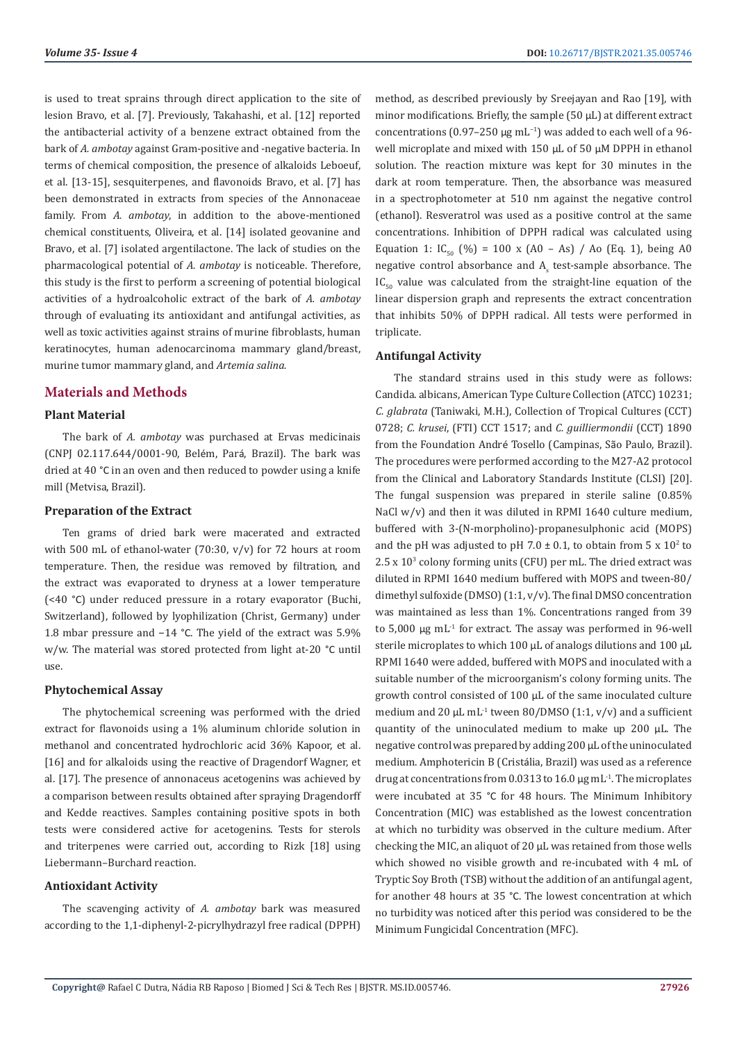is used to treat sprains through direct application to the site of lesion Bravo, et al. [7]. Previously, Takahashi, et al. [12] reported the antibacterial activity of a benzene extract obtained from the bark of *A. ambotay* against Gram-positive and -negative bacteria. In terms of chemical composition, the presence of alkaloids Leboeuf, et al. [13-15], sesquiterpenes, and flavonoids Bravo, et al. [7] has been demonstrated in extracts from species of the Annonaceae family. From *A. ambotay*, in addition to the above-mentioned chemical constituents, Oliveira, et al. [14] isolated geovanine and Bravo, et al. [7] isolated argentilactone. The lack of studies on the pharmacological potential of *A. ambotay* is noticeable. Therefore, this study is the first to perform a screening of potential biological activities of a hydroalcoholic extract of the bark of *A. ambotay* through of evaluating its antioxidant and antifungal activities, as well as toxic activities against strains of murine fibroblasts, human keratinocytes, human adenocarcinoma mammary gland/breast, murine tumor mammary gland, and *Artemia salina.*

## Materials and Methods

### Plant Material

The bark of *A. ambotay* was purchased at Ervas medicinais (CNPJ 02.117.644/0001-90, Belém, Pará, Brazil). The bark was dried at 40 °C in an oven and then reduced to powder using a knife mill (Metvisa, Brazil).

### Preparation of the Extract

Ten grams of dried bark were macerated and extracted with 500 mL of ethanol-water (70:30, v/v) for 72 hours at room temperature. Then, the residue was removed by filtration, and the extract was evaporated to dryness at a lower temperature (<40 °C) under reduced pressure in a rotary evaporator (Buchi, Switzerland), followed by lyophilization (Christ, Germany) under 1.8 mbar pressure and −14 °C. The yield of the extract was 5.9% w/w. The material was stored protected from light at-20 °C until use.

### Phytochemical Assay

The phytochemical screening was performed with the dried extract for flavonoids using a 1% aluminum chloride solution in methanol and concentrated hydrochloric acid 36% Kapoor, et al. [16] and for alkaloids using the reactive of Dragendorf Wagner, et al. [17]. The presence of annonaceus acetogenins was achieved by a comparison between results obtained after spraying Dragendorff and Kedde reactives. Samples containing positive spots in both tests were considered active for acetogenins. Tests for sterols and triterpenes were carried out, according to Rizk [18] using Liebermann–Burchard reaction.

### Antioxidant Activity

The scavenging activity of *A. ambotay* bark was measured according to the 1,1-diphenyl-2-picrylhydrazyl free radical (DPPH) method, as described previously by Sreejayan and Rao [19], with minor modifications. Briefly, the sample (50 μL) at different extract concentrations (0.97–250 μg $mL^{-1}$) was added to each well of a 96-well microplate and mixed with 150 μL of 50 μM DPPH in ethanol solution. The reaction mixture was kept for 30 minutes in the dark at room temperature. Then, the absorbance was measured in a spectrophotometer at 510 nm against the negative control (ethanol). Resveratrol was used as a positive control at the same concentrations. Inhibition of DPPH radical was calculated using Equation 1: $IC_{50}$ (%) = 100 x (A0 – As) / Ao (Eq. 1), being A0 negative control absorbance and $A_s$ test-sample absorbance. The $IC_{50}$ value was calculated from the straight-line equation of the linear dispersion graph and represents the extract concentration that inhibits 50% of DPPH radical. All tests were performed in triplicate.

### Antifungal Activity

The standard strains used in this study were as follows: Candida. albicans, American Type Culture Collection (ATCC) 10231; *C. glabrata* (Taniwaki, M.H.), Collection of Tropical Cultures (CCT) 0728; *C. krusei*, (FTI) CCT 1517; and *C. guilliermondii* (CCT) 1890 from the Foundation André Tosello (Campinas, São Paulo, Brazil). The procedures were performed according to the M27-A2 protocol from the Clinical and Laboratory Standards Institute (CLSI) [20]. The fungal suspension was prepared in sterile saline (0.85% NaCl w/v) and then it was diluted in RPMI 1640 culture medium, buffered with 3-(N-morpholino)-propanesulphonic acid (MOPS) and the pH was adjusted to pH 7.0 ± 0.1, to obtain from 5 x $10^2$ to 2.5 x $10^3$ colony forming units (CFU) per mL. The dried extract was diluted in RPMI 1640 medium buffered with MOPS and tween-80/dimethyl sulfoxide (DMSO) (1:1, v/v). The final DMSO concentration was maintained as less than 1%. Concentrations ranged from 39 to 5,000 μg $mL^{-1}$ for extract. The assay was performed in 96-well sterile microplates to which 100 μL of analogs dilutions and 100 μL RPMI 1640 were added, buffered with MOPS and inoculated with a suitable number of the microorganism's colony forming units. The growth control consisted of 100 μL of the same inoculated culture medium and 20 μL $mL^{-1}$ tween 80/DMSO (1:1, v/v) and a sufficient quantity of the uninoculated medium to make up 200 μL. The negative control was prepared by adding 200 μL of the uninoculated medium. Amphotericin B (Cristália, Brazil) was used as a reference drug at concentrations from 0.0313 to 16.0 μg $mL^{-1}$. The microplates were incubated at 35 °C for 48 hours. The Minimum Inhibitory Concentration (MIC) was established as the lowest concentration at which no turbidity was observed in the culture medium. After checking the MIC, an aliquot of 20 μL was retained from those wells which showed no visible growth and re-incubated with 4 mL of Tryptic Soy Broth (TSB) without the addition of an antifungal agent, for another 48 hours at 35 °C. The lowest concentration at which no turbidity was noticed after this period was considered to be the Minimum Fungicidal Concentration (MFC).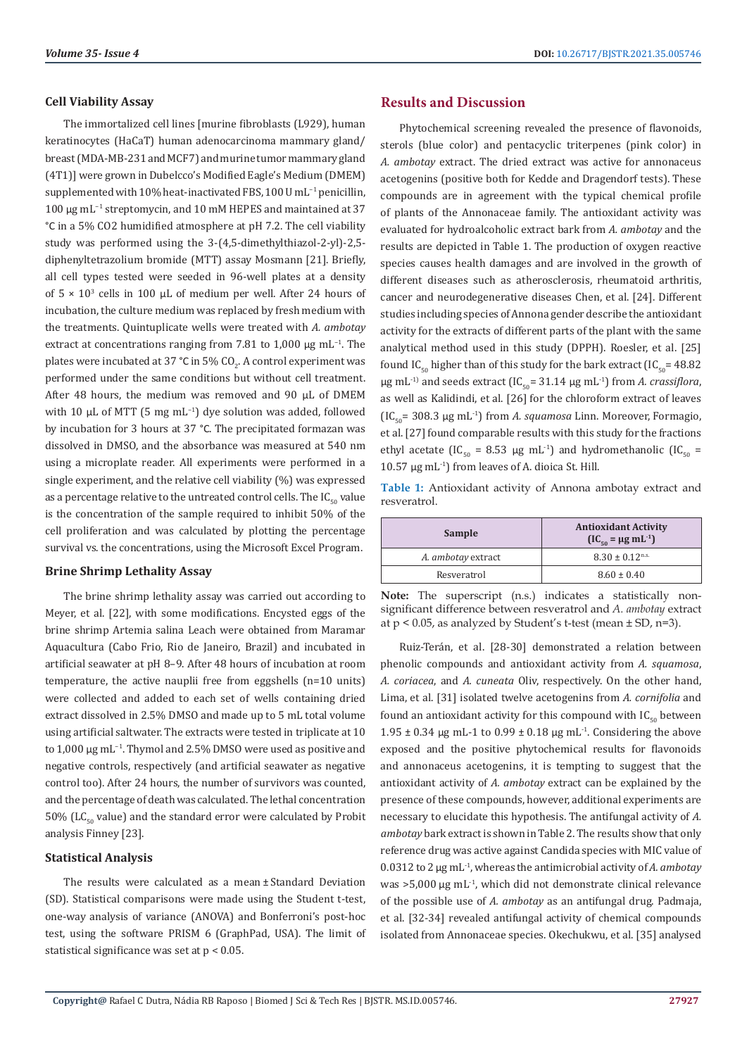### Cell Viability Assay

The immortalized cell lines [murine fibroblasts (L929), human keratinocytes (HaCaT) human adenocarcinoma mammary gland/breast (MDA-MB-231 and MCF7) and murine tumor mammary gland (4T1)] were grown in Dubelcco's Modified Eagle's Medium (DMEM) supplemented with 10% heat-inactivated FBS, 100 U $mL^{-1}$ penicillin, 100 μg $mL^{-1}$ streptomycin, and 10 mM HEPES and maintained at 37 °C in a 5% CO2 humidified atmosphere at pH 7.2. The cell viability study was performed using the 3-(4,5-dimethylthiazol-2-yl)-2,5-diphenyltetrazolium bromide (MTT) assay Mosmann [21]. Briefly, all cell types tested were seeded in 96-well plates at a density of $5 \times 10^3$ cells in 100 μL of medium per well. After 24 hours of incubation, the culture medium was replaced by fresh medium with the treatments. Quintuplicate wells were treated with *A. ambotay* extract at concentrations ranging from 7.81 to 1,000 μg $mL^{-1}$. The plates were incubated at 37 °C in 5% $CO_2$. A control experiment was performed under the same conditions but without cell treatment. After 48 hours, the medium was removed and 90 μL of DMEM with 10 μL of MTT (5 mg $mL^{-1}$) dye solution was added, followed by incubation for 3 hours at 37 °C. The precipitated formazan was dissolved in DMSO, and the absorbance was measured at 540 nm using a microplate reader. All experiments were performed in a single experiment, and the relative cell viability (%) was expressed as a percentage relative to the untreated control cells. The $IC_{50}$ value is the concentration of the sample required to inhibit 50% of the cell proliferation and was calculated by plotting the percentage survival vs. the concentrations, using the Microsoft Excel Program.

### Brine Shrimp Lethality Assay

The brine shrimp lethality assay was carried out according to Meyer, et al. [22], with some modifications. Encysted eggs of the brine shrimp Artemia salina Leach were obtained from Maramar Aquacultura (Cabo Frio, Rio de Janeiro, Brazil) and incubated in artificial seawater at pH 8–9. After 48 hours of incubation at room temperature, the active nauplii free from eggshells (n=10 units) were collected and added to each set of wells containing dried extract dissolved in 2.5% DMSO and made up to 5 mL total volume using artificial saltwater. The extracts were tested in triplicate at 10 to 1,000 μg $mL^{-1}$. Thymol and 2.5% DMSO were used as positive and negative controls, respectively (and artificial seawater as negative control too). After 24 hours, the number of survivors was counted, and the percentage of death was calculated. The lethal concentration 50% ($LC_{50}$ value) and the standard error were calculated by Probit analysis Finney [23].

### Statistical Analysis

The results were calculated as a mean ± Standard Deviation (SD). Statistical comparisons were made using the Student t-test, one-way analysis of variance (ANOVA) and Bonferroni's post-hoc test, using the software PRISM 6 (GraphPad, USA). The limit of statistical significance was set at $p < 0.05$.

## Results and Discussion

Phytochemical screening revealed the presence of flavonoids, sterols (blue color) and pentacyclic triterpenes (pink color) in *A. ambotay* extract. The dried extract was active for annonaceus acetogenins (positive both for Kedde and Dragendorf tests). These compounds are in agreement with the typical chemical profile of plants of the Annonaceae family. The antioxidant activity was evaluated for hydroalcoholic extract bark from *A. ambotay* and the results are depicted in Table 1. The production of oxygen reactive species causes health damages and are involved in the growth of different diseases such as atherosclerosis, rheumatoid arthritis, cancer and neurodegenerative diseases Chen, et al. [24]. Different studies including species of Annona gender describe the antioxidant activity for the extracts of different parts of the plant with the same analytical method used in this study (DPPH). Roesler, et al. [25] found $IC_{50}$ higher than of this study for the bark extract ($IC_{50}$ = 48.82 μg $mL^{-1}$) and seeds extract ($IC_{50}$ = 31.14 μg $mL^{-1}$) from *A. crassiflora*, as well as Kalidindi, et al. [26] for the chloroform extract of leaves ($IC_{50}$ = 308.3 μg $mL^{-1}$) from *A. squamosa* Linn. Moreover, Formagio, et al. [27] found comparable results with this study for the fractions ethyl acetate ($IC_{50}$ = 8.53 μg $mL^{-1}$) and hydromethanolic ($IC_{50}$ = 10.57 μg $mL^{-1}$) from leaves of A. dioica St. Hill.

**Table 1:** Antioxidant activity of Annona ambotay extract and resveratrol.

| Sample | Antioxidant Activity ($IC_{50}$ = μg $mL^{-1}$) |
|---|---|
| *A. ambotay* extract | $8.30 \pm 0.12^{n.s.}$ |
| Resveratrol | $8.60 \pm 0.40$ |

**Note:** The superscript (n.s.) indicates a statistically non-significant difference between resveratrol and *A. ambotay* extract at $p < 0.05$, as analyzed by Student's t-test (mean ± SD, n=3).

Ruiz-Terán, et al. [28-30] demonstrated a relation between phenolic compounds and antioxidant activity from *A. squamosa*, *A. coriacea*, and *A. cuneata* Oliv, respectively. On the other hand, Lima, et al. [31] isolated twelve acetogenins from *A. cornifolia* and found an antioxidant activity for this compound with $IC_{50}$ between 1.95 ± 0.34 μg mL-1 to 0.99 ± 0.18 μg $mL^{-1}$. Considering the above exposed and the positive phytochemical results for flavonoids and annonaceus acetogenins, it is tempting to suggest that the antioxidant activity of *A. ambotay* extract can be explained by the presence of these compounds, however, additional experiments are necessary to elucidate this hypothesis. The antifungal activity of *A. ambotay* bark extract is shown in Table 2. The results show that only reference drug was active against Candida species with MIC value of 0.0312 to 2 μg $mL^{-1}$, whereas the antimicrobial activity of *A. ambotay* was >5,000 μg $mL^{-1}$, which did not demonstrate clinical relevance of the possible use of *A. ambotay* as an antifungal drug. Padmaja, et al. [32-34] revealed antifungal activity of chemical compounds isolated from Annonaceae species. Okechukwu, et al. [35] analysed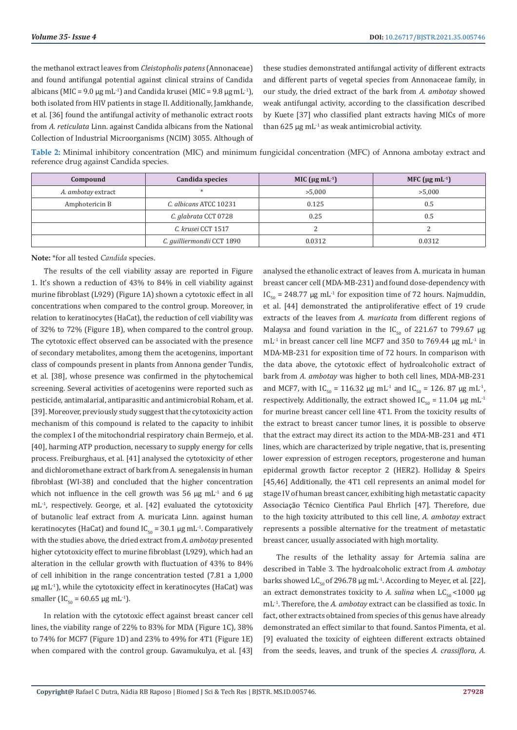the methanol extract leaves from *Cleistopholis patens* (Annonaceae) and found antifungal potential against clinical strains of Candida albicans (MIC = 9.0 μg mL$^{-1}$) and Candida krusei (MIC = 9.8 μg mL$^{-1}$), both isolated from HIV patients in stage II. Additionally, Jamkhande, et al. [36] found the antifungal activity of methanolic extract roots from *A. reticulata* Linn. against Candida albicans from the National Collection of Industrial Microorganisms (NCIM) 3055. Although of these studies demonstrated antifungal activity of different extracts and different parts of vegetal species from Annonaceae family, in our study, the dried extract of the bark from *A. ambotay* showed weak antifungal activity, according to the classification described by Kuete [37] who classified plant extracts having MICs of more than 625 μg mL$^{-1}$ as weak antimicrobial activity.

**Table 2:** Minimal inhibitory concentration (MIC) and minimum fungicidal concentration (MFC) of Annona ambotay extract and reference drug against Candida species.

| Compound | Candida species | MIC (μg mL$^{-1}$) | MFC (μg mL$^{-1}$) |
|---|---|---|---|
| *A. ambotay* extract | * | >5,000 | >5,000 |
| Amphotericin B | *C. albicans* ATCC 10231 | 0.125 | 0.5 |
| | *C. glabrata* CCT 0728 | 0.25 | 0.5 |
| | *C. krusei* CCT 1517 | 2 | 2 |
| | *C. guilliermondii* CCT 1890 | 0.0312 | 0.0312 |

**Note:** *for all tested *Candida* species.

The results of the cell viability assay are reported in Figure 1. It's shown a reduction of 43% to 84% in cell viability against murine fibroblast (L929) (Figure 1A) shown a cytotoxic effect in all concentrations when compared to the control group. Moreover, in relation to keratinocytes (HaCat), the reduction of cell viability was of 32% to 72% (Figure 1B), when compared to the control group. The cytotoxic effect observed can be associated with the presence of secondary metabolites, among them the acetogenins, important class of compounds present in plants from Annona gender Tundis, et al. [38], whose presence was confirmed in the phytochemical screening. Several activities of acetogenins were reported such as pesticide, antimalarial, antiparasitic and antimicrobial Roham, et al. [39]. Moreover, previously study suggest that the cytotoxicity action mechanism of this compound is related to the capacity to inhibit the complex I of the mitochondrial respiratory chain Bermejo, et al. [40], harming ATP production, necessary to supply energy for cells process. Freiburghaus, et al. [41] analysed the cytotoxicity of ether and dichloromethane extract of bark from A. senegalensis in human fibroblast (WI-38) and concluded that the higher concentration which not influence in the cell growth was 56 μg mL$^{-1}$ and 6 μg mL$^{-1}$, respectively. George, et al. [42] evaluated the cytotoxicity of butanolic leaf extract from A. muricata Linn. against human keratinocytes (HaCat) and found $IC_{50}$ = 30.1 μg mL$^{-1}$. Comparatively with the studies above, the dried extract from *A. ambotay* presented higher cytotoxicity effect to murine fibroblast (L929), which had an alteration in the cellular growth with fluctuation of 43% to 84% of cell inhibition in the range concentration tested (7.81 a 1,000 μg mL$^{-1}$), while the cytotoxicity effect in keratinocytes (HaCat) was smaller ($IC_{50}$ = 60.65 μg mL$^{-1}$).

In relation with the cytotoxic effect against breast cancer cell lines, the viability range of 22% to 83% for MDA (Figure 1C), 38% to 74% for MCF7 (Figure 1D) and 23% to 49% for 4T1 (Figure 1E) when compared with the control group. Gavamukulya, et al. [43] analysed the ethanolic extract of leaves from A. muricata in human breast cancer cell (MDA-MB-231) and found dose-dependency with $IC_{50}$ = 248.77 μg mL$^{-1}$ for exposition time of 72 hours. Najmuddin, et al. [44] demonstrated the antiproliferative effect of 19 crude extracts of the leaves from *A. muricata* from different regions of Malaysa and found variation in the $IC_{50}$ of 221.67 to 799.67 μg mL$^{-1}$ in breast cancer cell line MCF7 and 350 to 769.44 μg mL$^{-1}$ in MDA-MB-231 for exposition time of 72 hours. In comparison with the data above, the cytotoxic effect of hydroalcoholic extract of bark from *A. ambotay* was higher to both cell lines, MDA-MB-231 and MCF7, with $IC_{50}$ = 116.32 μg mL$^{-1}$ and $IC_{50}$ = 126. 87 μg mL$^{-1}$, respectively. Additionally, the extract showed $IC_{50}$ = 11.04 μg mL$^{-1}$ for murine breast cancer cell line 4T1. From the toxicity results of the extract to breast cancer tumor lines, it is possible to observe that the extract may direct its action to the MDA-MB-231 and 4T1 lines, which are characterized by triple negative, that is, presenting lower expression of estrogen receptors, progesterone and human epidermal growth factor receptor 2 (HER2). Holliday & Speirs [45,46] Additionally, the 4T1 cell represents an animal model for stage IV of human breast cancer, exhibiting high metastatic capacity Associação Técnico Científica Paul Ehrlich [47]. Therefore, due to the high toxicity attributed to this cell line, *A. ambotay* extract represents a possible alternative for the treatment of metastatic breast cancer, usually associated with high mortality.

The results of the lethality assay for Artemia salina are described in Table 3. The hydroalcoholic extract from *A. ambotay* barks showed $LC_{50}$ of 296.78 μg mL$^{-1}$. According to Meyer, et al. [22], an extract demonstrates toxicity to *A. salina* when $LC_{50}$ <1000 μg mL$^{-1}$. Therefore, the *A. ambotay* extract can be classified as toxic. In fact, other extracts obtained from species of this genus have already demonstrated an effect similar to that found. Santos Pimenta, et al. [9] evaluated the toxicity of eighteen different extracts obtained from the seeds, leaves, and trunk of the species *A. crassiflora*, *A.*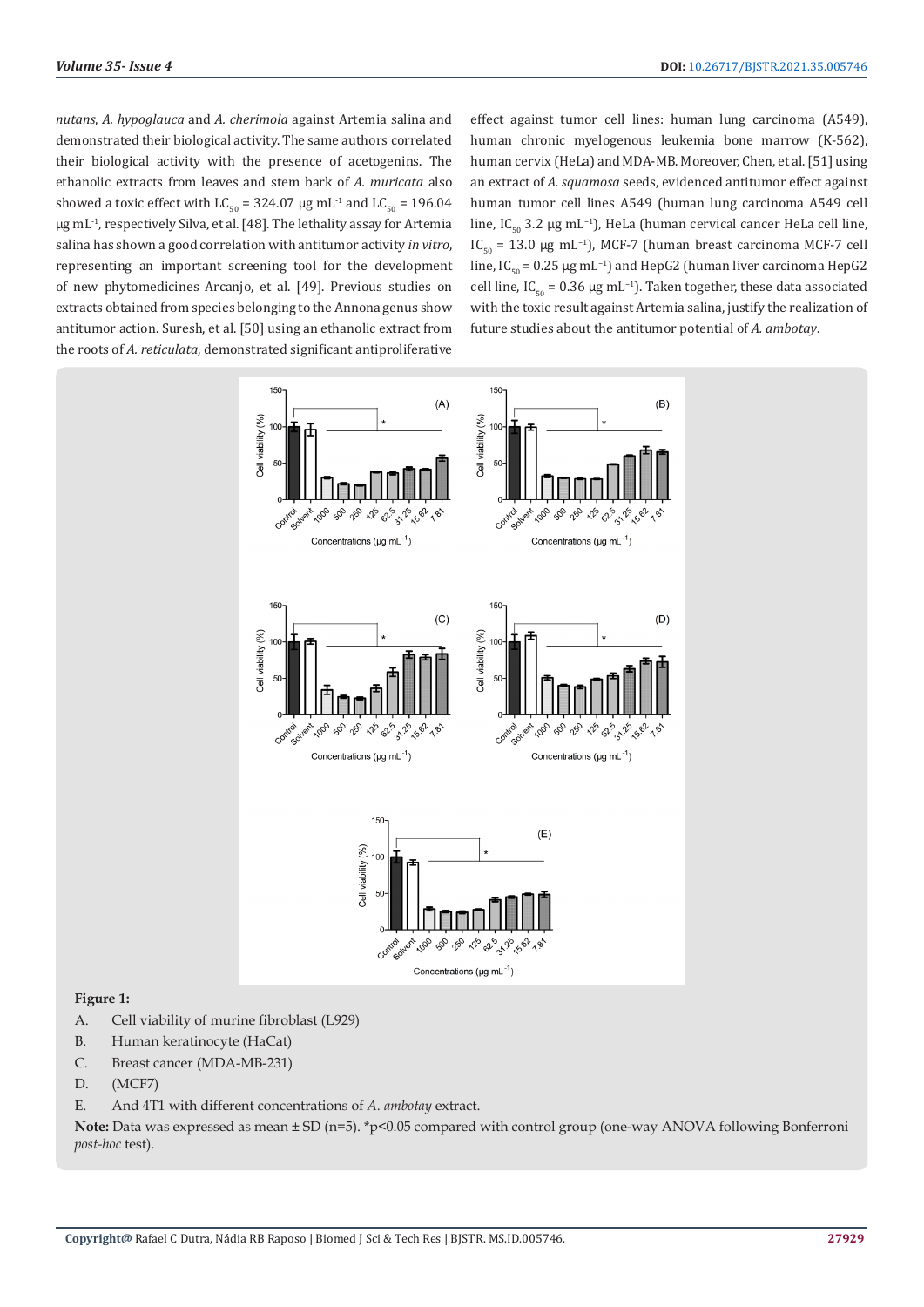*nutans*, *A. hypoglauca* and *A. cherimola* against Artemia salina and demonstrated their biological activity. The same authors correlated their biological activity with the presence of acetogenins. The ethanolic extracts from leaves and stem bark of *A. muricata* also showed a toxic effect with $LC_{50}$ = 324.07 μg $mL^{-1}$ and $LC_{50}$ = 196.04 μg $mL^{-1}$, respectively Silva, et al. [48]. The lethality assay for Artemia salina has shown a good correlation with antitumor activity *in vitro*, representing an important screening tool for the development of new phytomedicines Arcanjo, et al. [49]. Previous studies on extracts obtained from species belonging to the Annona genus show antitumor action. Suresh, et al. [50] using an ethanolic extract from the roots of *A. reticulata*, demonstrated significant antiproliferative effect against tumor cell lines: human lung carcinoma (A549), human chronic myelogenous leukemia bone marrow (K-562), human cervix (HeLa) and MDA-MB. Moreover, Chen, et al. [51] using an extract of *A. squamosa* seeds, evidenced antitumor effect against human tumor cell lines A549 (human lung carcinoma A549 cell line, $IC_{50}$ 3.2 μg $mL^{-1}$), HeLa (human cervical cancer HeLa cell line, $IC_{50}$ = 13.0 μg $mL^{-1}$), MCF-7 (human breast carcinoma MCF-7 cell line, $IC_{50}$ = 0.25 μg $mL^{-1}$) and HepG2 (human liver carcinoma HepG2 cell line, $IC_{50}$ = 0.36 μg $mL^{-1}$). Taken together, these data associated with the toxic result against Artemia salina, justify the realization of future studies about the antitumor potential of *A. ambotay*.

**Figure 1:**

A. Cell viability of murine fibroblast (L929)

B. Human keratinocyte (HaCat)

C. Breast cancer (MDA-MB-231)

D. (MCF7)

E. And 4T1 with different concentrations of *A. ambotay* extract.

**Note:** Data was expressed as mean ± SD (n=5). *p<0.05 compared with control group (one-way ANOVA following Bonferroni *post-hoc* test).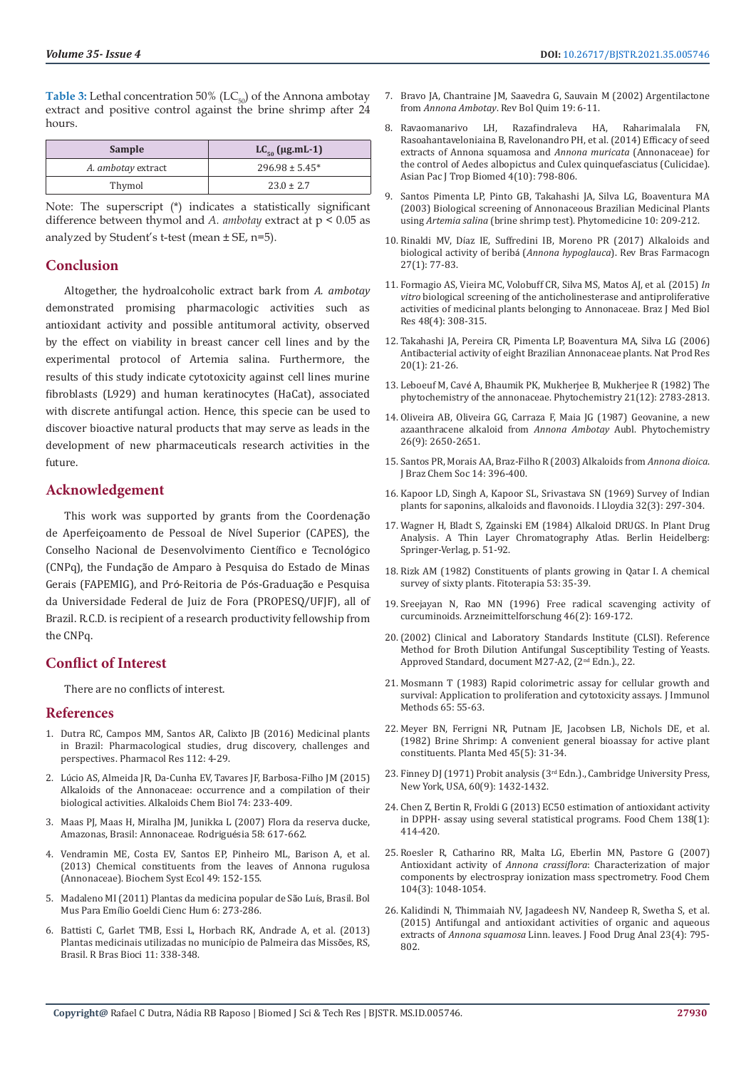**Table 3:** Lethal concentration 50% ($LC_{50}$) of the Annona ambotay extract and positive control against the brine shrimp after 24 hours.

| Sample | $LC_{50}$ (μg.mL-1) |
|---|---|
| *A. ambotay* extract | 296.98 ± 5.45* |
| Thymol | 23.0 ± 2.7 |

Note: The superscript (*) indicates a statistically significant difference between thymol and *A. ambotay* extract at $p < 0.05$ as analyzed by Student's t-test (mean ± SE, n=5).

## Conclusion

Altogether, the hydroalcoholic extract bark from *A. ambotay* demonstrated promising pharmacologic activities such as antioxidant activity and possible antitumoral activity, observed by the effect on viability in breast cancer cell lines and by the experimental protocol of Artemia salina. Furthermore, the results of this study indicate cytotoxicity against cell lines murine fibroblasts (L929) and human keratinocytes (HaCat), associated with discrete antifungal action. Hence, this specie can be used to discover bioactive natural products that may serve as leads in the development of new pharmaceuticals research activities in the future.

## Acknowledgement

This work was supported by grants from the Coordenação de Aperfeiçoamento de Pessoal de Nível Superior (CAPES), the Conselho Nacional de Desenvolvimento Científico e Tecnológico (CNPq), the Fundação de Amparo à Pesquisa do Estado de Minas Gerais (FAPEMIG), and Pró-Reitoria de Pós-Graduação e Pesquisa da Universidade Federal de Juiz de Fora (PROPESQ/UFJF), all of Brazil. R.C.D. is recipient of a research productivity fellowship from the CNPq.

## Conflict of Interest

There are no conflicts of interest.

## References

1. Dutra RC, Campos MM, Santos AR, Calixto JB (2016) Medicinal plants in Brazil: Pharmacological studies, drug discovery, challenges and perspectives. Pharmacol Res 112: 4-29.
2. Lúcio AS, Almeida JR, Da-Cunha EV, Tavares JF, Barbosa-Filho JM (2015) Alkaloids of the Annonaceae: occurrence and a compilation of their biological activities. Alkaloids Chem Biol 74: 233-409.
3. Maas PJ, Maas H, Miralha JM, Junikka L (2007) Flora da reserva ducke, Amazonas, Brasil: Annonaceae. Rodriguésia 58: 617-662.
4. Vendramin ME, Costa EV, Santos EP, Pinheiro ML, Barison A, et al. (2013) Chemical constituents from the leaves of Annona rugulosa (Annonaceae). Biochem Syst Ecol 49: 152-155.
5. Madaleno MI (2011) Plantas da medicina popular de São Luís, Brasil. Bol Mus Para Emílio Goeldi Cienc Hum 6: 273-286.
6. Battisti C, Garlet TMB, Essi L, Horbach RK, Andrade A, et al. (2013) Plantas medicinais utilizadas no município de Palmeira das Missões, RS, Brasil. R Bras Biocі 11: 338-348.
7. Bravo JA, Chantraine JM, Saavedra G, Sauvain M (2002) Argentilactone from *Annona Ambotay*. Rev Bol Quim 19: 6-11.
8. Ravaomanarivo LH, Razafindraleva HA, Raharimalala FN, Rasoahantaveloniaina B, Ravelonandro PH, et al. (2014) Efficacy of seed extracts of Annona squamosa and *Annona muricata* (Annonaceae) for the control of Aedes albopictus and Culex quinquefasciatus (Culicidae). Asian Pac J Trop Biomed 4(10): 798-806.
9. Santos Pimenta LP, Pinto GB, Takahashi JA, Silva LG, Boaventura MA (2003) Biological screening of Annonaceous Brazilian Medicinal Plants using *Artemia salina* (brine shrimp test). Phytomedicine 10: 209-212.
10. Rinaldi MV, Díaz IE, Suffredini IB, Moreno PR (2017) Alkaloids and biological activity of beribá (*Annona hypoglauca*). Rev Bras Farmacogn 27(1): 77-83.
11. Formagio AS, Vieira MC, Volobuff CR, Silva MS, Matos AJ, et al. (2015) *In vitro* biological screening of the anticholinesterase and antiproliferative activities of medicinal plants belonging to Annonaceae. Braz J Med Biol Res 48(4): 308-315.
12. Takahashi JA, Pereira CR, Pimenta LP, Boaventura MA, Silva LG (2006) Antibacterial activity of eight Brazilian Annonaceae plants. Nat Prod Res 20(1): 21-26.
13. Leboeuf M, Cavé A, Bhaumik PK, Mukherjee B, Mukherjee R (1982) The phytochemistry of the annonaceae. Phytochemistry 21(12): 2783-2813.
14. Oliveira AB, Oliveira GG, Carraza F, Maia JG (1987) Geovanine, a new azaanthracene alkaloid from *Annona Ambotay* Aubl. Phytochemistry 26(9): 2650-2651.
15. Santos PR, Morais AA, Braz-Filho R (2003) Alkaloids from *Annona dioica*. J Braz Chem Soc 14: 396-400.
16. Kapoor LD, Singh A, Kapoor SL, Srivastava SN (1969) Survey of Indian plants for saponins, alkaloids and flavonoids. I Lloydia 32(3): 297-304.
17. Wagner H, Bladt S, Zgainski EM (1984) Alkaloid DRUGS. In Plant Drug Analysis. A Thin Layer Chromatography Atlas. Berlin Heidelberg: Springer-Verlag, p. 51-92.
18. Rizk AM (1982) Constituents of plants growing in Qatar I. A chemical survey of sixty plants. Fitoterapia 53: 35-39.
19. Sreejayan N, Rao MN (1996) Free radical scavenging activity of curcuminoids. Arzneimittelforschung 46(2): 169-172.
20. (2002) Clinical and Laboratory Standards Institute (CLSI). Reference Method for Broth Dilution Antifungal Susceptibility Testing of Yeasts. Approved Standard, document M27-A2, (2nd Edn.)., 22.
21. Mosmann T (1983) Rapid colorimetric assay for cellular growth and survival: Application to proliferation and cytotoxicity assays. J Immunol Methods 65: 55-63.
22. Meyer BN, Ferrigni NR, Putnam JE, Jacobsen LB, Nichols DE, et al. (1982) Brine Shrimp: A convenient general bioassay for active plant constituents. Planta Med 45(5): 31-34.
23. Finney DJ (1971) Probit analysis (3rd Edn.)., Cambridge University Press, New York, USA, 60(9): 1432-1432.
24. Chen Z, Bertin R, Froldi G (2013) EC50 estimation of antioxidant activity in DPPH· assay using several statistical programs. Food Chem 138(1): 414-420.
25. Roesler R, Catharino RR, Malta LG, Eberlin MN, Pastore G (2007) Antioxidant activity of *Annona crassiflora*: Characterization of major components by electrospray ionization mass spectrometry. Food Chem 104(3): 1048-1054.
26. Kalidindi N, Thimmaiah NV, Jagadeesh NV, Nandeep R, Swetha S, et al. (2015) Antifungal and antioxidant activities of organic and aqueous extracts of *Annona squamosa* Linn. leaves. J Food Drug Anal 23(4): 795-802.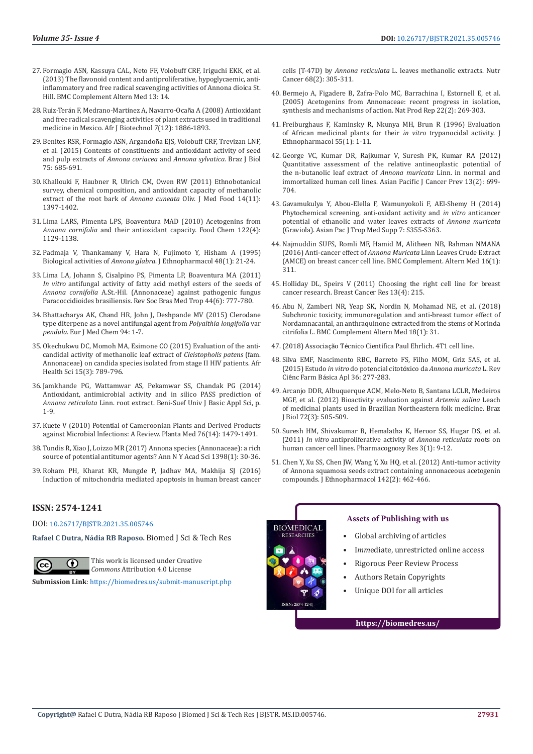27. Formagio ASN, Kassuya CAL, Neto FF, Volobuff CRF, Iriguchi EKK, et al. (2013) The flavonoid content and antiproliferative, hypoglycaemic, anti-inflammatory and free radical scavenging activities of Annona dioica St. Hill. BMC Complement Altern Med 13: 14.

28. Ruiz-Terán F, Medrano-Martínez A, Navarro-Ocaña A (2008) Antioxidant and free radical scavenging activities of plant extracts used in traditional medicine in Mexico. Afr J Biotechnol 7(12): 1886-1893.

29. Benites RSR, Formagio ASN, Argandoña EJS, Volobuff CRF, Trevizan LNF, et al. (2015) Contents of constituents and antioxidant activity of seed and pulp extracts of *Annona coriacea* and *Annona sylvatica*. Braz J Biol 75: 685-691.

30. Khallouki F, Haubner R, Ulrich CM, Owen RW (2011) Ethnobotanical survey, chemical composition, and antioxidant capacity of methanolic extract of the root bark of *Annona cuneata* Oliv. J Med Food 14(11): 1397-1402.

31. Lima LARS, Pimenta LPS, Boaventura MAD (2010) Acetogenins from *Annona cornifolia* and their antioxidant capacity. Food Chem 122(4): 1129-1138.

32. Padmaja V, Thankamany V, Hara N, Fujimoto Y, Hisham A (1995) Biological activities of *Annona glabra*. J Ethnopharmacol 48(1): 21-24.

33. Lima LA, Johann S, Cisalpino PS, Pimenta LP, Boaventura MA (2011) *In vitro* antifungal activity of fatty acid methyl esters of the seeds of *Annona cornifolia* A.St.-Hil. (Annonaceae) against pathogenic fungus Paracoccidioides brasiliensis. Rev Soc Bras Med Trop 44(6): 777-780.

34. Bhattacharya AK, Chand HR, John J, Deshpande MV (2015) Clerodane type diterpene as a novel antifungal agent from *Polyalthia longifolia* var *pendula*. Eur J Med Chem 94: 1-7.

35. Okechukwu DC, Momoh MA, Esimone CO (2015) Evaluation of the anti-candidal activity of methanolic leaf extract of *Cleistopholis patens* (fam. Annonaceae) on candida species isolated from stage II HIV patients. Afr Health Sci 15(3): 789-796.

36. Jamkhande PG, Wattamwar AS, Pekamwar SS, Chandak PG (2014) Antioxidant, antimicrobial activity and in silico PASS prediction of *Annona reticulata* Linn. root extract. Beni-Suef Univ J Basic Appl Sci, p. 1-9.

37. Kuete V (2010) Potential of Cameroonian Plants and Derived Products against Microbial Infections: A Review. Planta Med 76(14): 1479-1491.

38. Tundis R, Xiao J, Loizzo MR (2017) Annona species (Annonaceae): a rich source of potential antitumor agents? Ann N Y Acad Sci 1398(1): 30-36.

39. Roham PH, Kharat KR, Mungde P, Jadhav MA, Makhija SJ (2016) Induction of mitochondria mediated apoptosis in human breast cancer cells (T-47D) by *Annona reticulata* L. leaves methanolic extracts. Nutr Cancer 68(2): 305-311.

40. Bermejo A, Figadere B, Zafra-Polo MC, Barrachina I, Estornell E, et al. (2005) Acetogenins from Annonaceae: recent progress in isolation, synthesis and mechanisms of action. Nat Prod Rep 22(2): 269-303.

41. Freiburghaus F, Kaminsky R, Nkunya MH, Brun R (1996) Evaluation of African medicinal plants for their *in vitro* trypanocidal activity. J Ethnopharmacol 55(1): 1-11.

42. George VC, Kumar DR, Rajkumar V, Suresh PK, Kumar RA (2012) Quantitative assessment of the relative antineoplastic potential of the n-butanolic leaf extract of *Annona muricata* Linn. in normal and immortalized human cell lines. Asian Pacific J Cancer Prev 13(2): 699-704.

43. Gavamukulya Y, Abou-Elella F, Wamunyokoli F, AEl-Shemy H (2014) Phytochemical screening, anti-oxidant activity and *in vitro* anticancer potential of ethanolic and water leaves extracts of *Annona muricata* (Graviola). Asian Pac J Trop Med Supp 7: S355-S363.

44. Najmuddin SUFS, Romli MF, Hamid M, Alitheen NB, Rahman NMANA (2016) Anti-cancer effect of *Annona Muricata* Linn Leaves Crude Extract (AMCE) on breast cancer cell line. BMC Complement. Altern Med 16(1): 311.

45. Holliday DL, Speirs V (2011) Choosing the right cell line for breast cancer research. Breast Cancer Res 13(4): 215.

46. Abu N, Zamberi NR, Yeap SK, Nordin N, Mohamad NE, et al. (2018) Subchronic toxicity, immunoregulation and anti-breast tumor effect of Nordamnacantal, an anthraquinone extracted from the stems of Morinda citrifolia L. BMC Complement Altern Med 18(1): 31.

47. (2018) Associação Técnico Científica Paul Ehrlich. 4T1 cell line.

48. Silva EMF, Nascimento RBC, Barreto FS, Filho MOM, Griz SAS, et al. (2015) Estudo *in vitro* do potencial citotóxico da *Annona muricata* L. Rev Ciênc Farm Básica Apl 36: 277-283.

49. Arcanjo DDR, Albuquerque ACM, Melo-Neto B, Santana LCLR, Medeiros MGF, et al. (2012) Bioactivity evaluation against *Artemia salina* Leach of medicinal plants used in Brazilian Northeastern folk medicine. Braz J Biol 72(3): 505-509.

50. Suresh HM, Shivakumar B, Hemalatha K, Heroor SS, Hugar DS, et al. (2011) *In vitro* antiproliferative activity of *Annona reticulata* roots on human cancer cell lines. Pharmacognosy Res 3(1): 9-12.

51. Chen Y, Xu SS, Chen JW, Wang Y, Xu HQ, et al. (2012) Anti-tumor activity of Annona squamosa seeds extract containing annonaceous acetogenin compounds. J Ethnopharmacol 142(2): 462-466.

**ISSN: 2574-1241**

DOI: 10.26717/BJSTR.2021.35.005746

**Rafael C Dutra, Nádia RB Raposo.** Biomed J Sci & Tech Res

This work is licensed under Creative *Commons* Attribution 4.0 License

**Submission Link**: https://biomedres.us/submit-manuscript.php

**Assets of Publishing with us**

- Global archiving of articles
- Immediate, unrestricted online access
- Rigorous Peer Review Process
- Authors Retain Copyrights
- Unique DOI for all articles

**https://biomedres.us/**